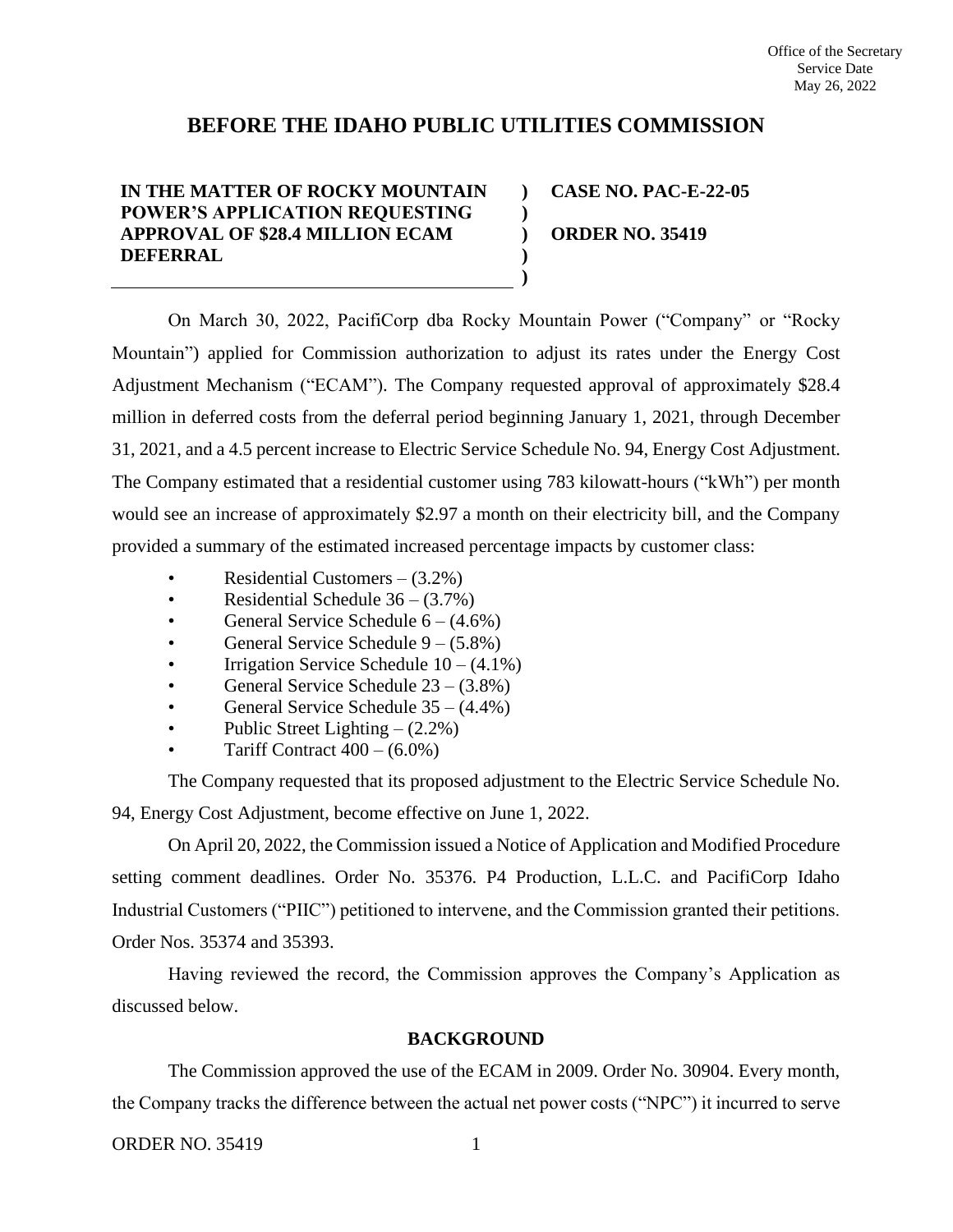Office of the Secretary
Service Date
May 26, 2022

# BEFORE THE IDAHO PUBLIC UTILITIES COMMISSION

| | | |
|---|---|---|
| **IN THE MATTER OF ROCKY MOUNTAIN POWER'S APPLICATION REQUESTING APPROVAL OF $28.4 MILLION ECAM DEFERRAL** | **)** **)** **)** **)** **)** | **CASE NO. PAC-E-22-05** **ORDER NO. 35419** |

On March 30, 2022, PacifiCorp dba Rocky Mountain Power ("Company" or "Rocky Mountain") applied for Commission authorization to adjust its rates under the Energy Cost Adjustment Mechanism ("ECAM"). The Company requested approval of approximately $28.4 million in deferred costs from the deferral period beginning January 1, 2021, through December 31, 2021, and a 4.5 percent increase to Electric Service Schedule No. 94, Energy Cost Adjustment. The Company estimated that a residential customer using 783 kilowatt-hours ("kWh") per month would see an increase of approximately $2.97 a month on their electricity bill, and the Company provided a summary of the estimated increased percentage impacts by customer class:

- Residential Customers – (3.2%)
- Residential Schedule 36 – (3.7%)
- General Service Schedule 6 – (4.6%)
- General Service Schedule 9 – (5.8%)
- Irrigation Service Schedule 10 – (4.1%)
- General Service Schedule 23 – (3.8%)
- General Service Schedule 35 – (4.4%)
- Public Street Lighting – (2.2%)
- Tariff Contract 400 – (6.0%)

The Company requested that its proposed adjustment to the Electric Service Schedule No. 94, Energy Cost Adjustment, become effective on June 1, 2022.

On April 20, 2022, the Commission issued a Notice of Application and Modified Procedure setting comment deadlines. Order No. 35376. P4 Production, L.L.C. and PacifiCorp Idaho Industrial Customers ("PIIC") petitioned to intervene, and the Commission granted their petitions. Order Nos. 35374 and 35393.

Having reviewed the record, the Commission approves the Company's Application as discussed below.

## BACKGROUND

The Commission approved the use of the ECAM in 2009. Order No. 30904. Every month, the Company tracks the difference between the actual net power costs ("NPC") it incurred to serve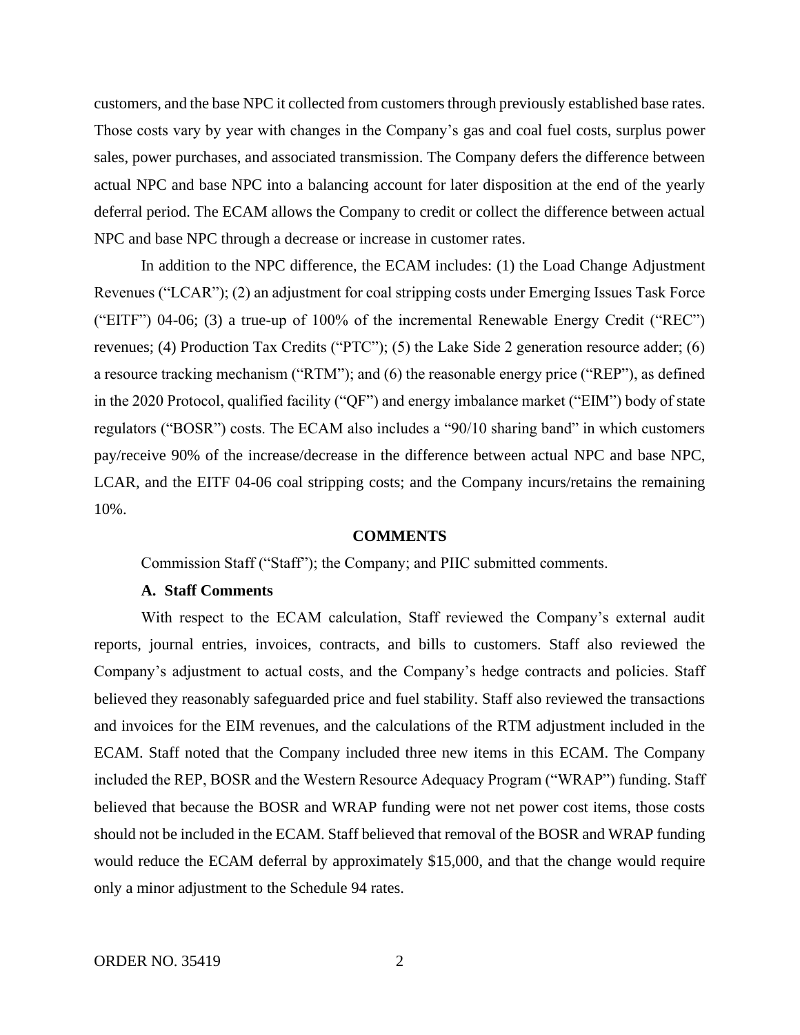customers, and the base NPC it collected from customers through previously established base rates. Those costs vary by year with changes in the Company's gas and coal fuel costs, surplus power sales, power purchases, and associated transmission. The Company defers the difference between actual NPC and base NPC into a balancing account for later disposition at the end of the yearly deferral period. The ECAM allows the Company to credit or collect the difference between actual NPC and base NPC through a decrease or increase in customer rates.

In addition to the NPC difference, the ECAM includes: (1) the Load Change Adjustment Revenues ("LCAR"); (2) an adjustment for coal stripping costs under Emerging Issues Task Force ("EITF") 04-06; (3) a true-up of 100% of the incremental Renewable Energy Credit ("REC") revenues; (4) Production Tax Credits ("PTC"); (5) the Lake Side 2 generation resource adder; (6) a resource tracking mechanism ("RTM"); and (6) the reasonable energy price ("REP"), as defined in the 2020 Protocol, qualified facility ("QF") and energy imbalance market ("EIM") body of state regulators ("BOSR") costs. The ECAM also includes a "90/10 sharing band" in which customers pay/receive 90% of the increase/decrease in the difference between actual NPC and base NPC, LCAR, and the EITF 04-06 coal stripping costs; and the Company incurs/retains the remaining 10%.

## COMMENTS

Commission Staff ("Staff"); the Company; and PIIC submitted comments.

### A. Staff Comments

With respect to the ECAM calculation, Staff reviewed the Company's external audit reports, journal entries, invoices, contracts, and bills to customers. Staff also reviewed the Company's adjustment to actual costs, and the Company's hedge contracts and policies. Staff believed they reasonably safeguarded price and fuel stability. Staff also reviewed the transactions and invoices for the EIM revenues, and the calculations of the RTM adjustment included in the ECAM. Staff noted that the Company included three new items in this ECAM. The Company included the REP, BOSR and the Western Resource Adequacy Program ("WRAP") funding. Staff believed that because the BOSR and WRAP funding were not net power cost items, those costs should not be included in the ECAM. Staff believed that removal of the BOSR and WRAP funding would reduce the ECAM deferral by approximately $15,000, and that the change would require only a minor adjustment to the Schedule 94 rates.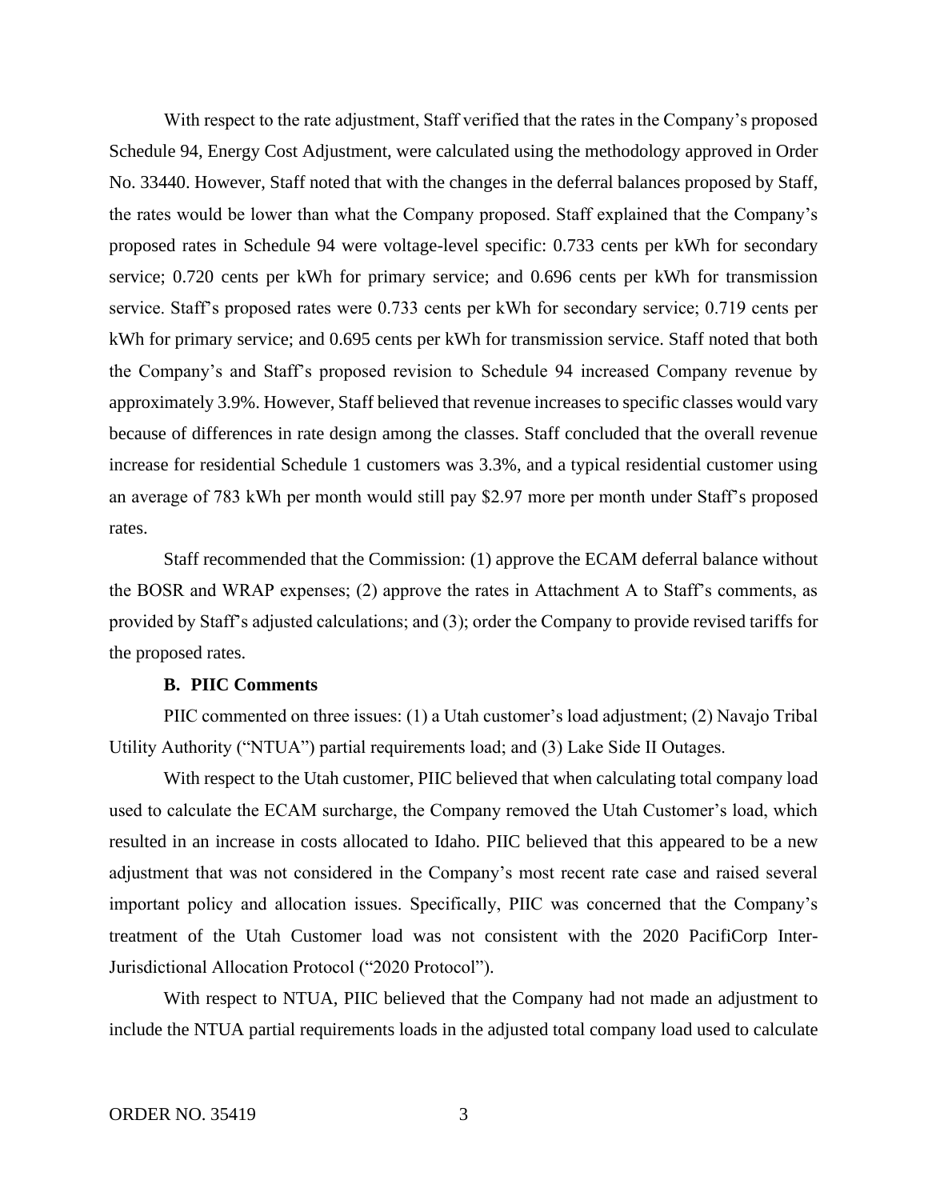With respect to the rate adjustment, Staff verified that the rates in the Company's proposed Schedule 94, Energy Cost Adjustment, were calculated using the methodology approved in Order No. 33440. However, Staff noted that with the changes in the deferral balances proposed by Staff, the rates would be lower than what the Company proposed. Staff explained that the Company's proposed rates in Schedule 94 were voltage-level specific: 0.733 cents per kWh for secondary service; 0.720 cents per kWh for primary service; and 0.696 cents per kWh for transmission service. Staff's proposed rates were 0.733 cents per kWh for secondary service; 0.719 cents per kWh for primary service; and 0.695 cents per kWh for transmission service. Staff noted that both the Company's and Staff's proposed revision to Schedule 94 increased Company revenue by approximately 3.9%. However, Staff believed that revenue increases to specific classes would vary because of differences in rate design among the classes. Staff concluded that the overall revenue increase for residential Schedule 1 customers was 3.3%, and a typical residential customer using an average of 783 kWh per month would still pay $2.97 more per month under Staff's proposed rates.

Staff recommended that the Commission: (1) approve the ECAM deferral balance without the BOSR and WRAP expenses; (2) approve the rates in Attachment A to Staff's comments, as provided by Staff's adjusted calculations; and (3); order the Company to provide revised tariffs for the proposed rates.

**B. PIIC Comments**

PIIC commented on three issues: (1) a Utah customer's load adjustment; (2) Navajo Tribal Utility Authority ("NTUA") partial requirements load; and (3) Lake Side II Outages.

With respect to the Utah customer, PIIC believed that when calculating total company load used to calculate the ECAM surcharge, the Company removed the Utah Customer's load, which resulted in an increase in costs allocated to Idaho. PIIC believed that this appeared to be a new adjustment that was not considered in the Company's most recent rate case and raised several important policy and allocation issues. Specifically, PIIC was concerned that the Company's treatment of the Utah Customer load was not consistent with the 2020 PacifiCorp Inter-Jurisdictional Allocation Protocol ("2020 Protocol").

With respect to NTUA, PIIC believed that the Company had not made an adjustment to include the NTUA partial requirements loads in the adjusted total company load used to calculate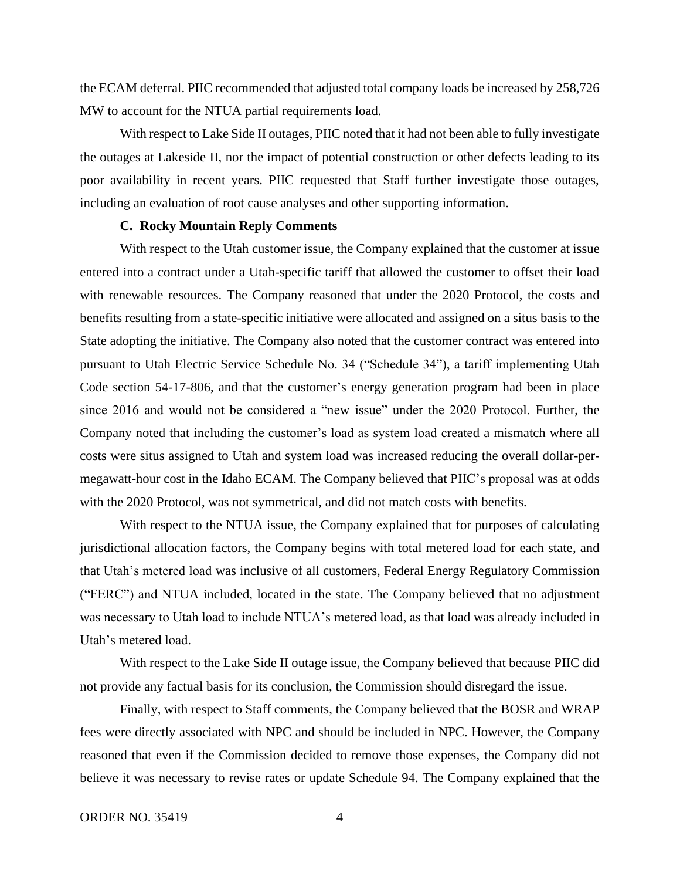the ECAM deferral. PIIC recommended that adjusted total company loads be increased by 258,726 MW to account for the NTUA partial requirements load.

With respect to Lake Side II outages, PIIC noted that it had not been able to fully investigate the outages at Lakeside II, nor the impact of potential construction or other defects leading to its poor availability in recent years. PIIC requested that Staff further investigate those outages, including an evaluation of root cause analyses and other supporting information.

### C. Rocky Mountain Reply Comments

With respect to the Utah customer issue, the Company explained that the customer at issue entered into a contract under a Utah-specific tariff that allowed the customer to offset their load with renewable resources. The Company reasoned that under the 2020 Protocol, the costs and benefits resulting from a state-specific initiative were allocated and assigned on a situs basis to the State adopting the initiative. The Company also noted that the customer contract was entered into pursuant to Utah Electric Service Schedule No. 34 ("Schedule 34"), a tariff implementing Utah Code section 54-17-806, and that the customer's energy generation program had been in place since 2016 and would not be considered a "new issue" under the 2020 Protocol. Further, the Company noted that including the customer's load as system load created a mismatch where all costs were situs assigned to Utah and system load was increased reducing the overall dollar-per-megawatt-hour cost in the Idaho ECAM. The Company believed that PIIC's proposal was at odds with the 2020 Protocol, was not symmetrical, and did not match costs with benefits.

With respect to the NTUA issue, the Company explained that for purposes of calculating jurisdictional allocation factors, the Company begins with total metered load for each state, and that Utah's metered load was inclusive of all customers, Federal Energy Regulatory Commission ("FERC") and NTUA included, located in the state. The Company believed that no adjustment was necessary to Utah load to include NTUA's metered load, as that load was already included in Utah's metered load.

With respect to the Lake Side II outage issue, the Company believed that because PIIC did not provide any factual basis for its conclusion, the Commission should disregard the issue.

Finally, with respect to Staff comments, the Company believed that the BOSR and WRAP fees were directly associated with NPC and should be included in NPC. However, the Company reasoned that even if the Commission decided to remove those expenses, the Company did not believe it was necessary to revise rates or update Schedule 94. The Company explained that the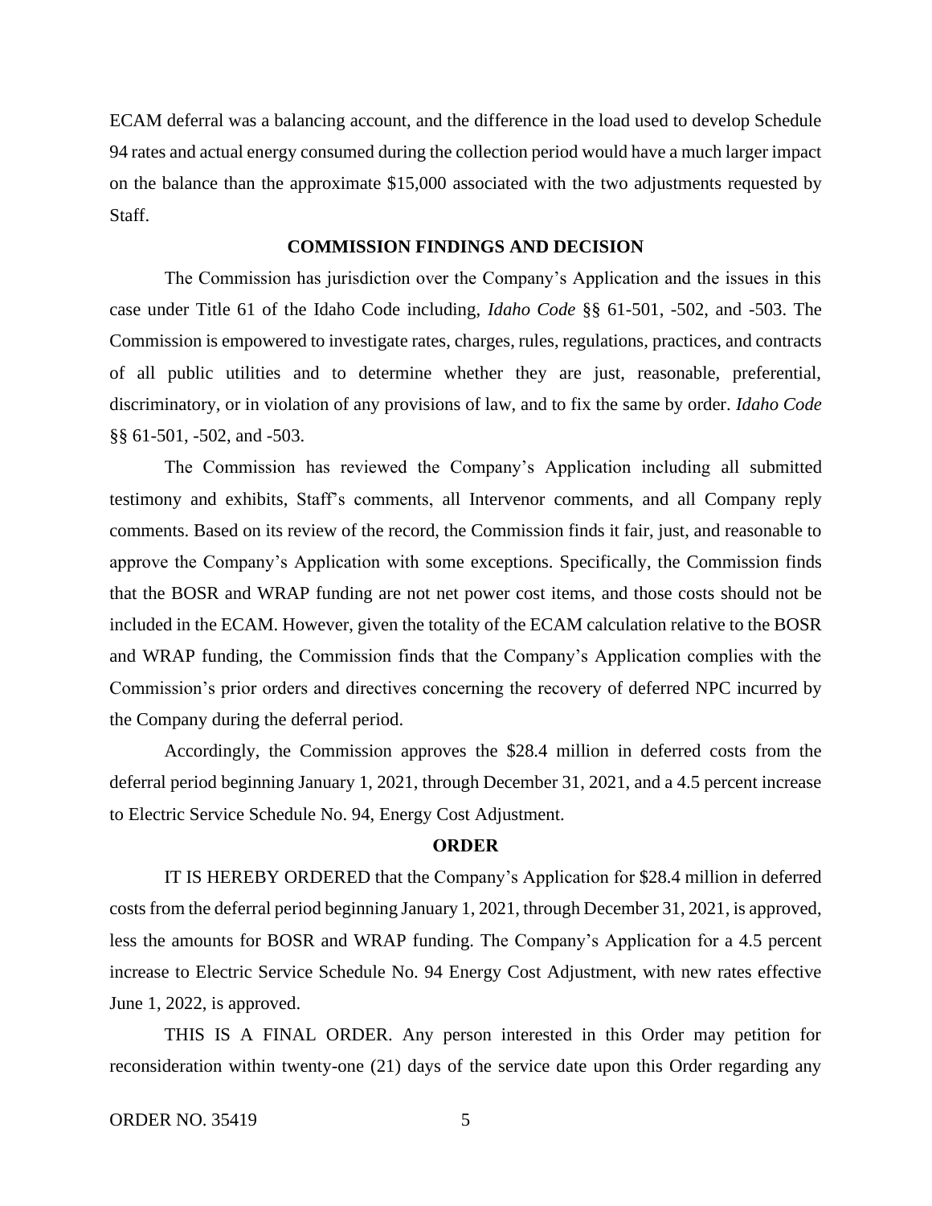ECAM deferral was a balancing account, and the difference in the load used to develop Schedule 94 rates and actual energy consumed during the collection period would have a much larger impact on the balance than the approximate $15,000 associated with the two adjustments requested by Staff.

## COMMISSION FINDINGS AND DECISION

The Commission has jurisdiction over the Company's Application and the issues in this case under Title 61 of the Idaho Code including, *Idaho Code* §§ 61-501, -502, and -503. The Commission is empowered to investigate rates, charges, rules, regulations, practices, and contracts of all public utilities and to determine whether they are just, reasonable, preferential, discriminatory, or in violation of any provisions of law, and to fix the same by order. *Idaho Code* §§ 61-501, -502, and -503.

The Commission has reviewed the Company's Application including all submitted testimony and exhibits, Staff's comments, all Intervenor comments, and all Company reply comments. Based on its review of the record, the Commission finds it fair, just, and reasonable to approve the Company's Application with some exceptions. Specifically, the Commission finds that the BOSR and WRAP funding are not net power cost items, and those costs should not be included in the ECAM. However, given the totality of the ECAM calculation relative to the BOSR and WRAP funding, the Commission finds that the Company's Application complies with the Commission's prior orders and directives concerning the recovery of deferred NPC incurred by the Company during the deferral period.

Accordingly, the Commission approves the $28.4 million in deferred costs from the deferral period beginning January 1, 2021, through December 31, 2021, and a 4.5 percent increase to Electric Service Schedule No. 94, Energy Cost Adjustment.

## ORDER

IT IS HEREBY ORDERED that the Company's Application for $28.4 million in deferred costs from the deferral period beginning January 1, 2021, through December 31, 2021, is approved, less the amounts for BOSR and WRAP funding. The Company's Application for a 4.5 percent increase to Electric Service Schedule No. 94 Energy Cost Adjustment, with new rates effective June 1, 2022, is approved.

THIS IS A FINAL ORDER. Any person interested in this Order may petition for reconsideration within twenty-one (21) days of the service date upon this Order regarding any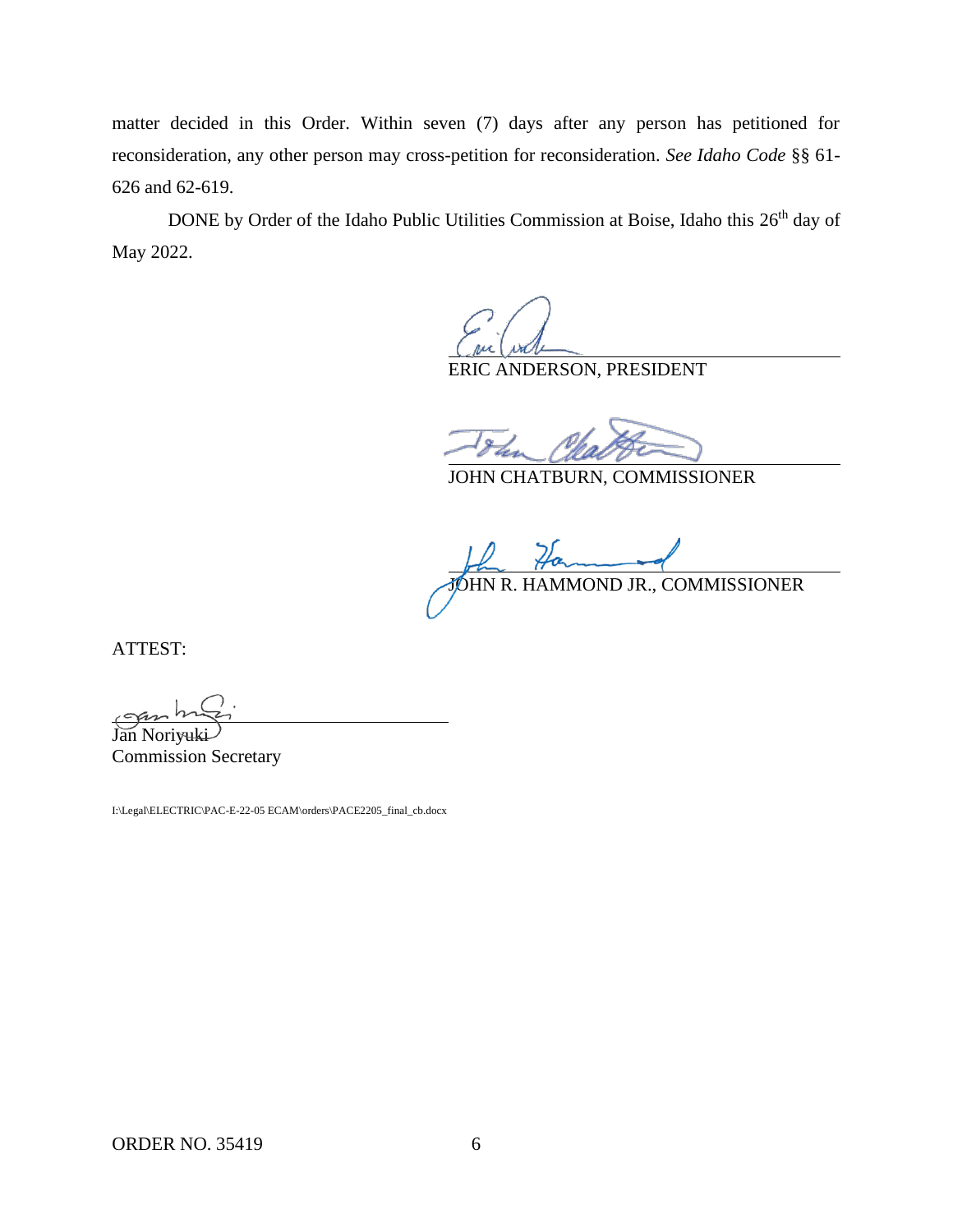matter decided in this Order. Within seven (7) days after any person has petitioned for reconsideration, any other person may cross-petition for reconsideration. *See Idaho Code* §§ 61-626 and 62-619.

DONE by Order of the Idaho Public Utilities Commission at Boise, Idaho this 26th day of May 2022.

ERIC ANDERSON, PRESIDENT

JOHN CHATBURN, COMMISSIONER

JOHN R. HAMMOND JR., COMMISSIONER

ATTEST:

Jan Noriyuki
Commission Secretary

I:\Legal\ELECTRIC\PAC-E-22-05 ECAM\orders\PACE2205_final_cb.docx

ORDER NO. 35419